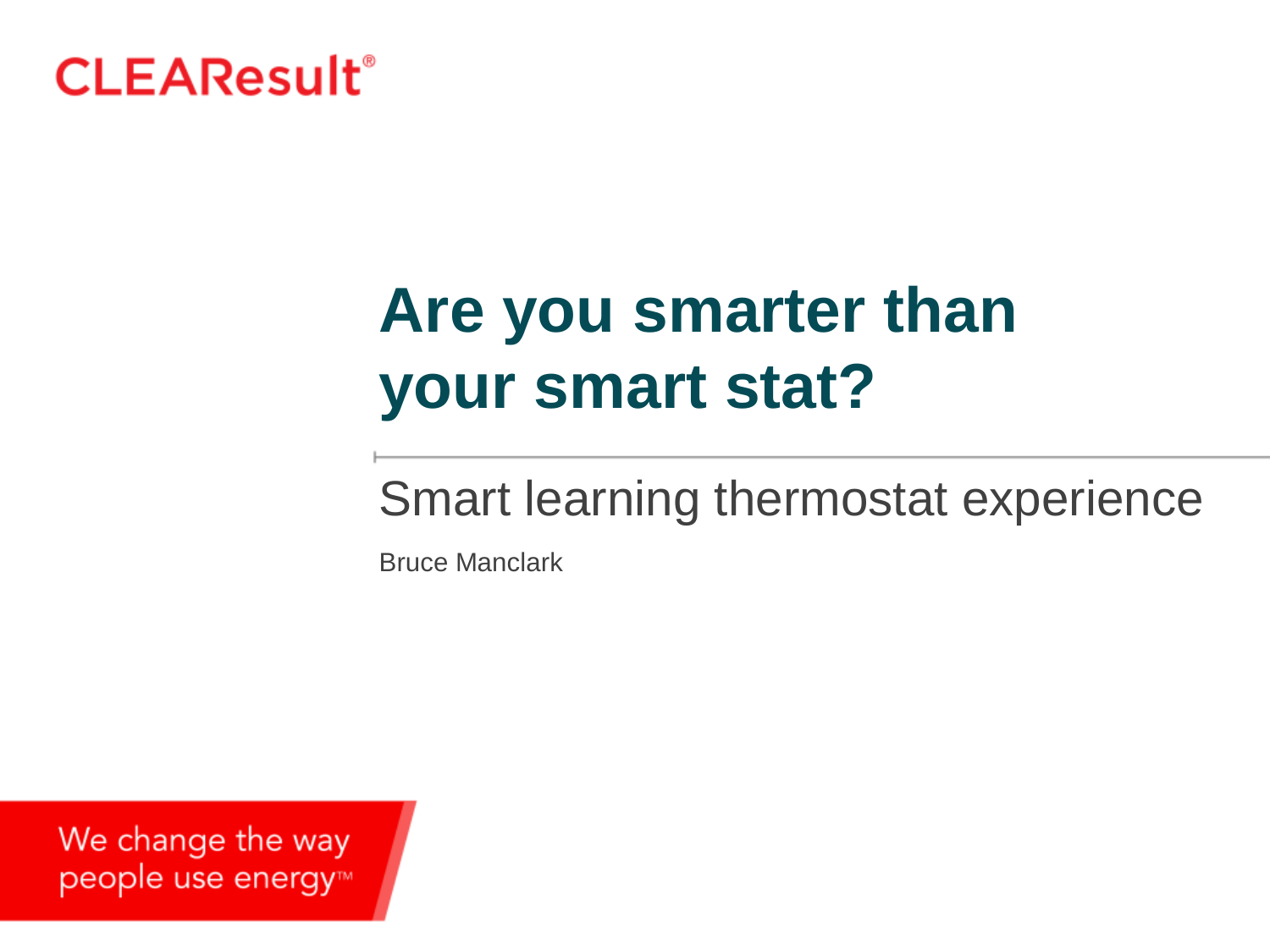CLEAResult®

# Are you smarter than your smart stat?

## Smart learning thermostat experience

Bruce Manclark

We change the way people use energy™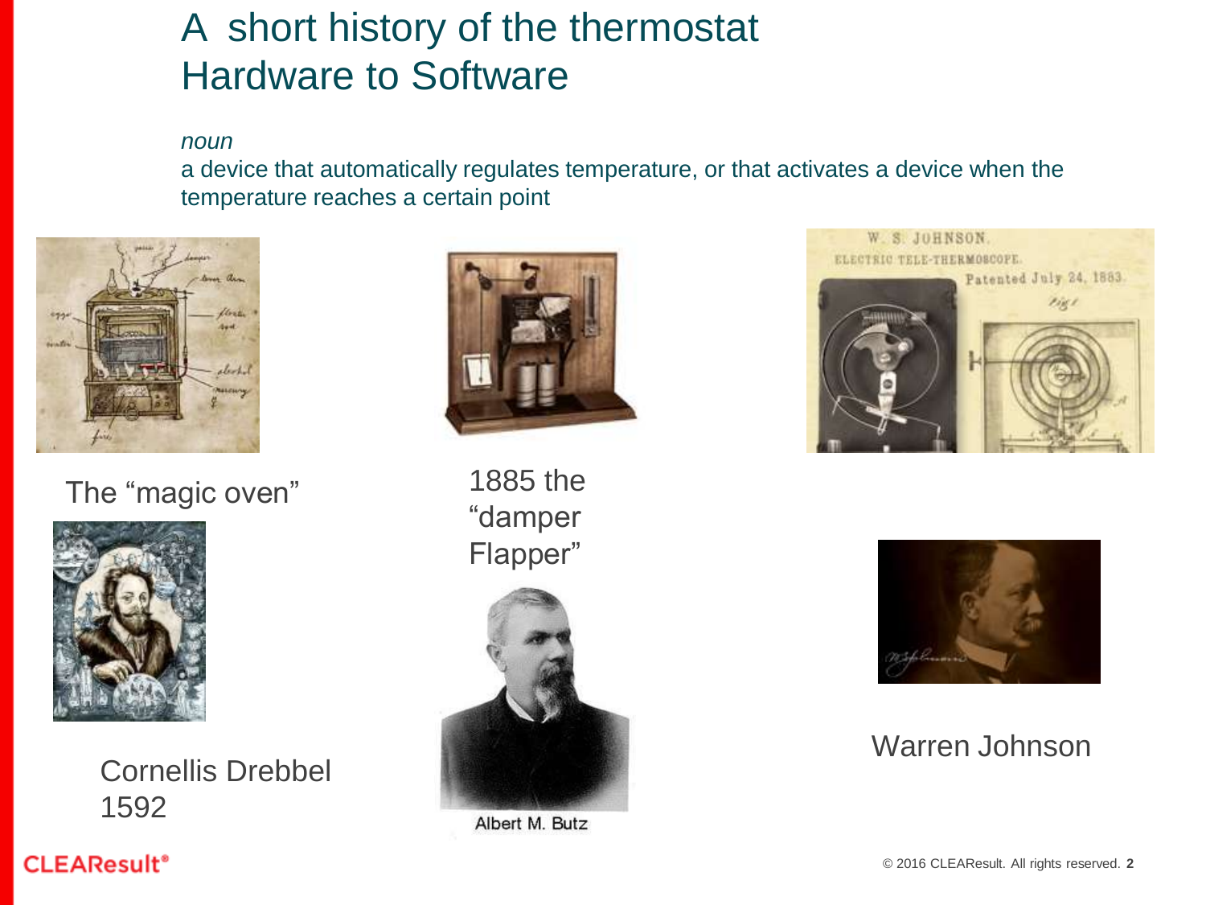# A short history of the thermostat
# Hardware to Software

*noun*

a device that automatically regulates temperature, or that activates a device when the temperature reaches a certain point

The "magic oven"

Cornellis Drebbel 1592

1885 the "damper Flapper"

Albert M. Butz

Warren Johnson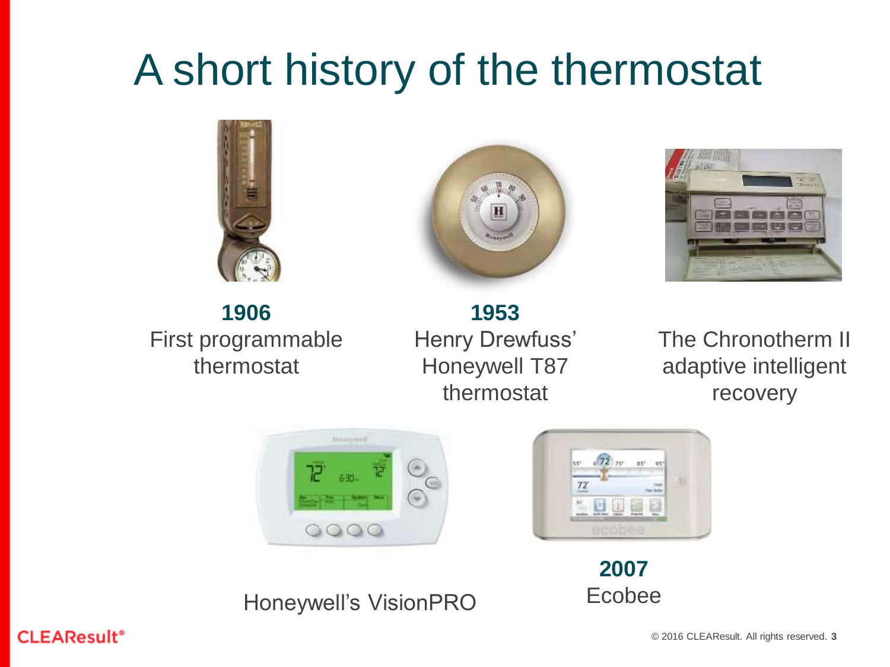# A short history of the thermostat

**1906**
First programmable thermostat

**1953**
Henry Drewfuss' Honeywell T87 thermostat

The Chronotherm II adaptive intelligent recovery

Honeywell's VisionPRO

**2007**
Ecobee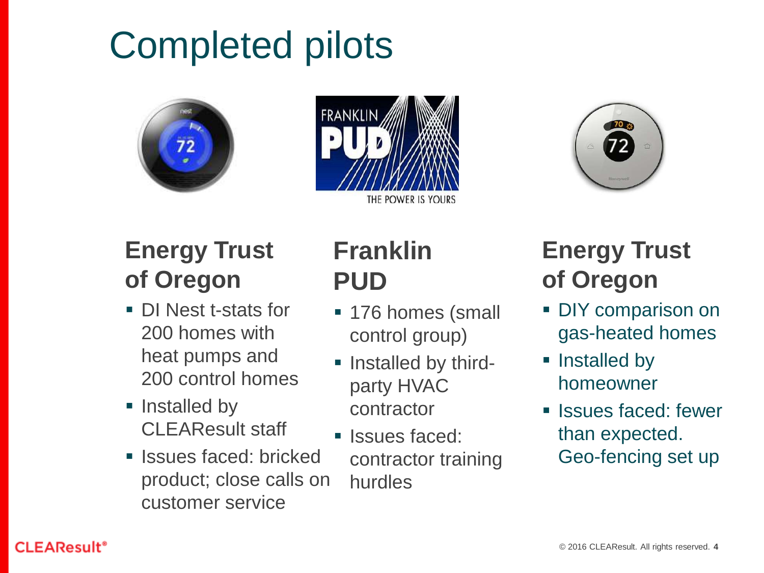# Completed pilots

### Energy Trust of Oregon

- DI Nest t-stats for 200 homes with heat pumps and 200 control homes
- Installed by CLEAResult staff
- Issues faced: bricked product; close calls on customer service

### Franklin PUD

- 176 homes (small control group)
- Installed by third-party HVAC contractor
- Issues faced: contractor training hurdles

### Energy Trust of Oregon

- DIY comparison on gas-heated homes
- Installed by homeowner
- Issues faced: fewer than expected. Geo-fencing set up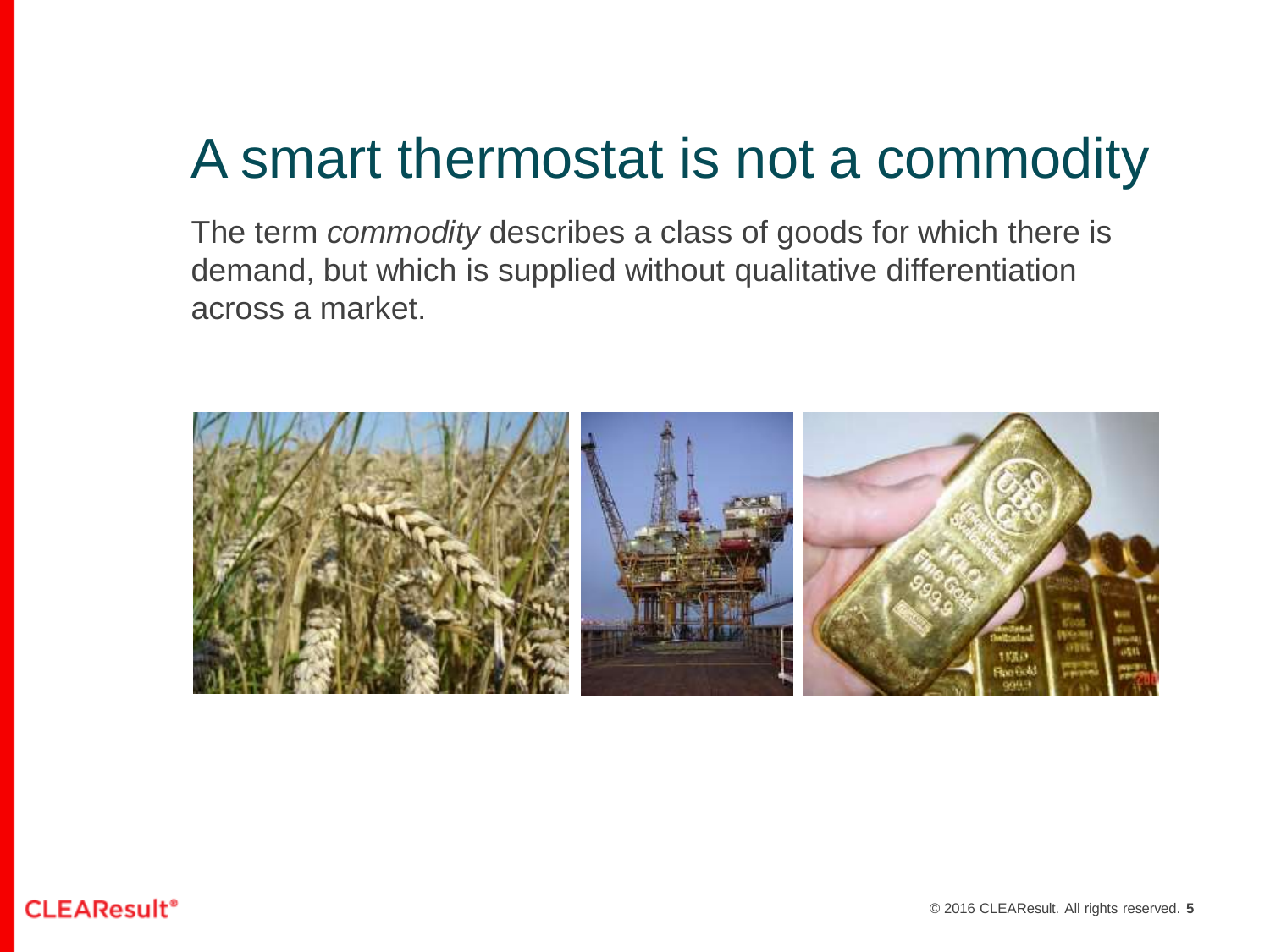# A smart thermostat is not a commodity

The term *commodity* describes a class of goods for which there is demand, but which is supplied without qualitative differentiation across a market.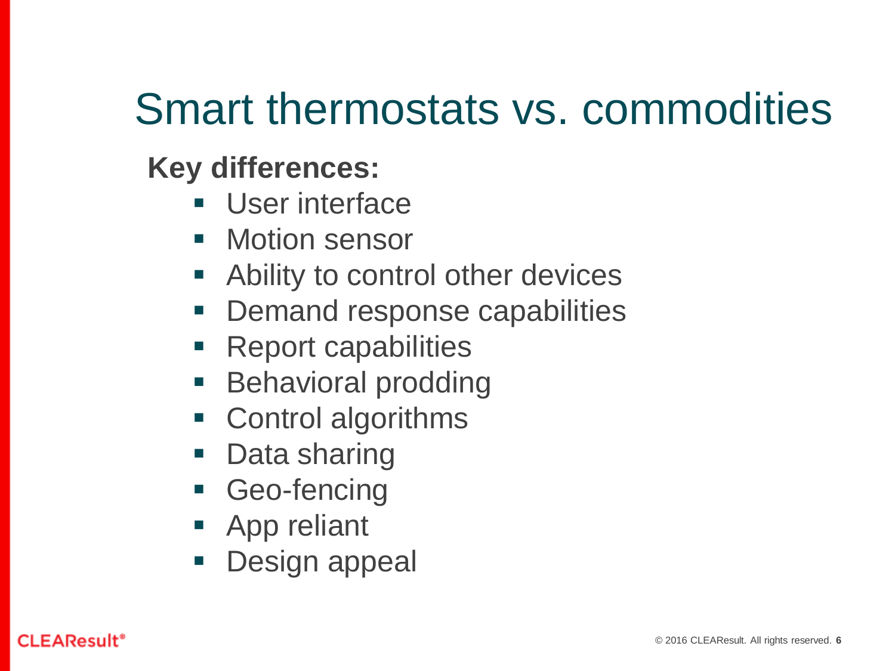# Smart thermostats vs. commodities

**Key differences:**

- User interface
- Motion sensor
- Ability to control other devices
- Demand response capabilities
- Report capabilities
- Behavioral prodding
- Control algorithms
- Data sharing
- Geo-fencing
- App reliant
- Design appeal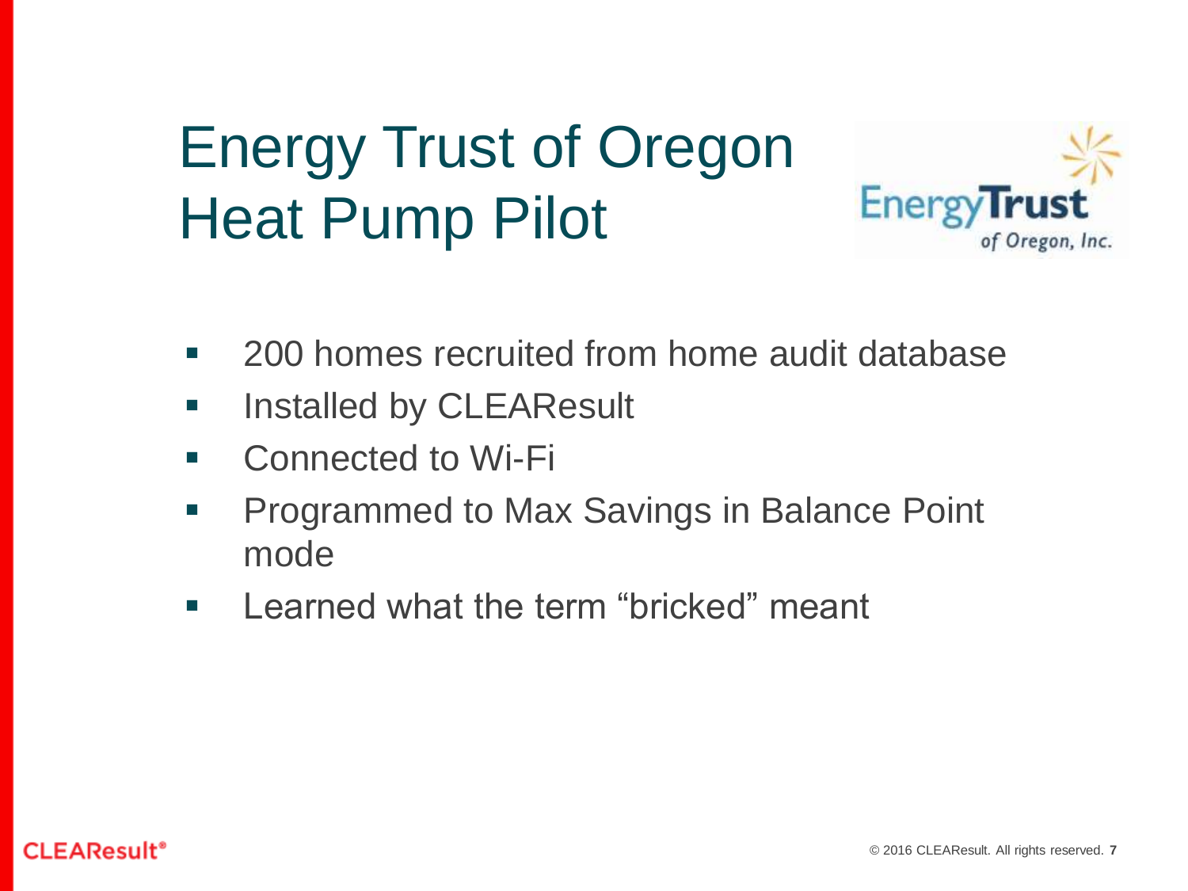# Energy Trust of Oregon Heat Pump Pilot

- 200 homes recruited from home audit database
- Installed by CLEAResult
- Connected to Wi-Fi
- Programmed to Max Savings in Balance Point mode
- Learned what the term “bricked” meant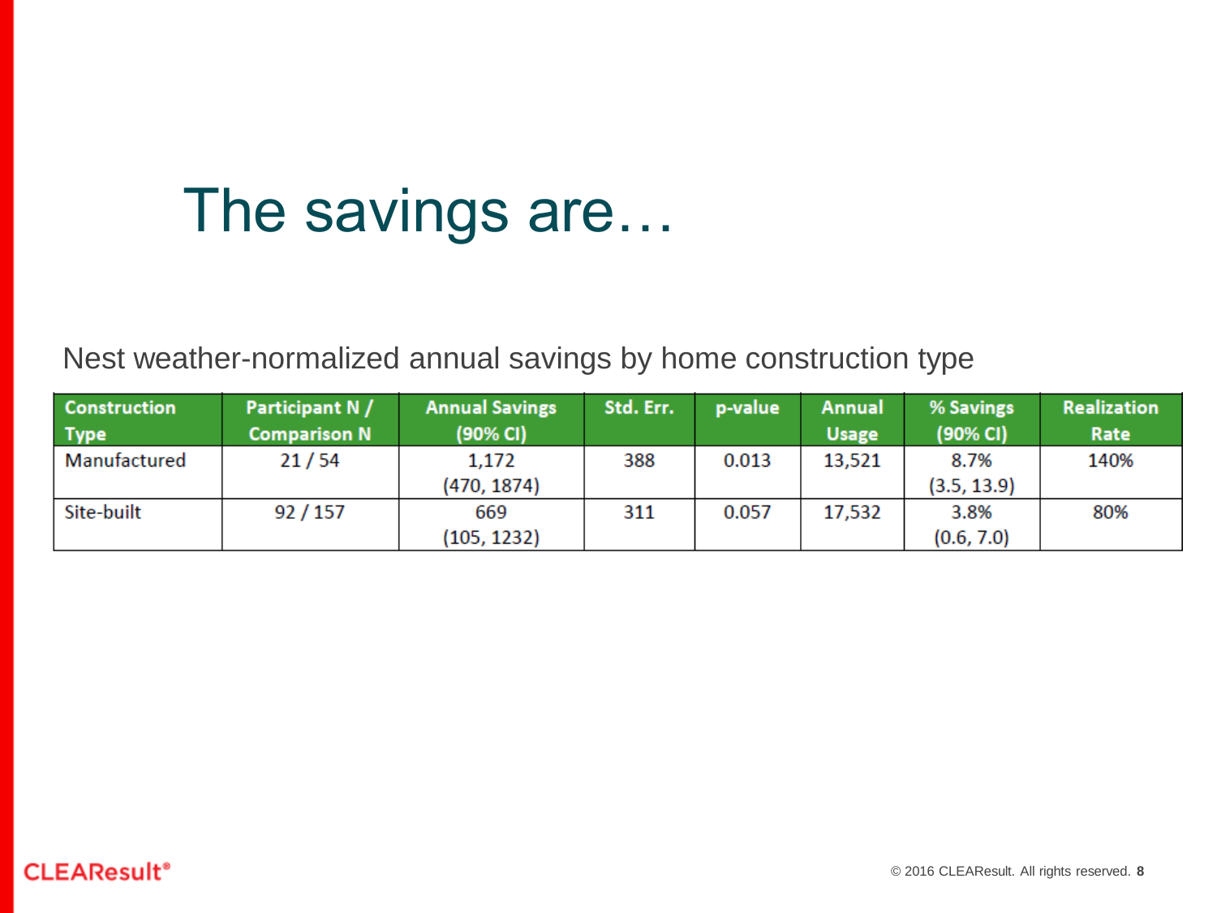# The savings are…

Nest weather-normalized annual savings by home construction type

| Construction Type | Participant N / Comparison N | Annual Savings (90% CI) | Std. Err. | p-value | Annual Usage | % Savings (90% CI) | Realization Rate |
|---|---|---|---|---|---|---|---|
| Manufactured | 21 / 54 | 1,172 (470, 1874) | 388 | 0.013 | 13,521 | 8.7% (3.5, 13.9) | 140% |
| Site-built | 92 / 157 | 669 (105, 1232) | 311 | 0.057 | 17,532 | 3.8% (0.6, 7.0) | 80% |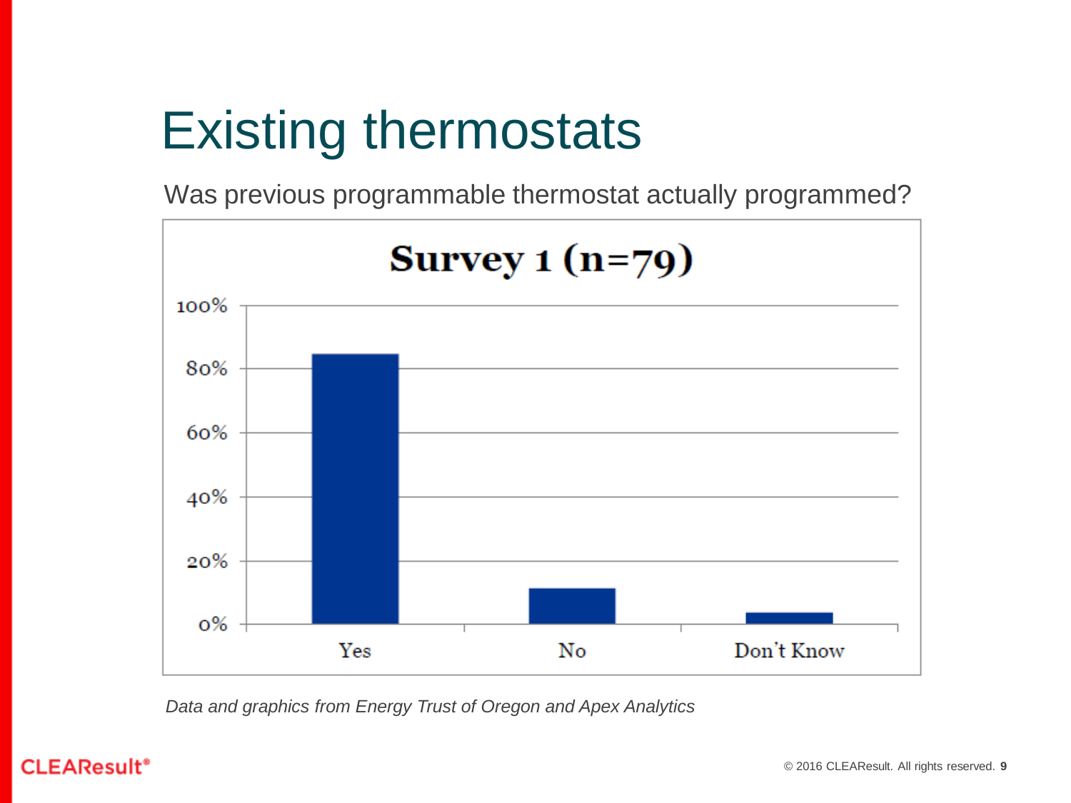# Existing thermostats

Was previous programmable thermostat actually programmed?

**Survey 1 (n=79)**

| Response | Percentage |
| --- | --- |
| Yes | ~85% |
| No | ~11% |
| Don't Know | ~4% |

*Data and graphics from Energy Trust of Oregon and Apex Analytics*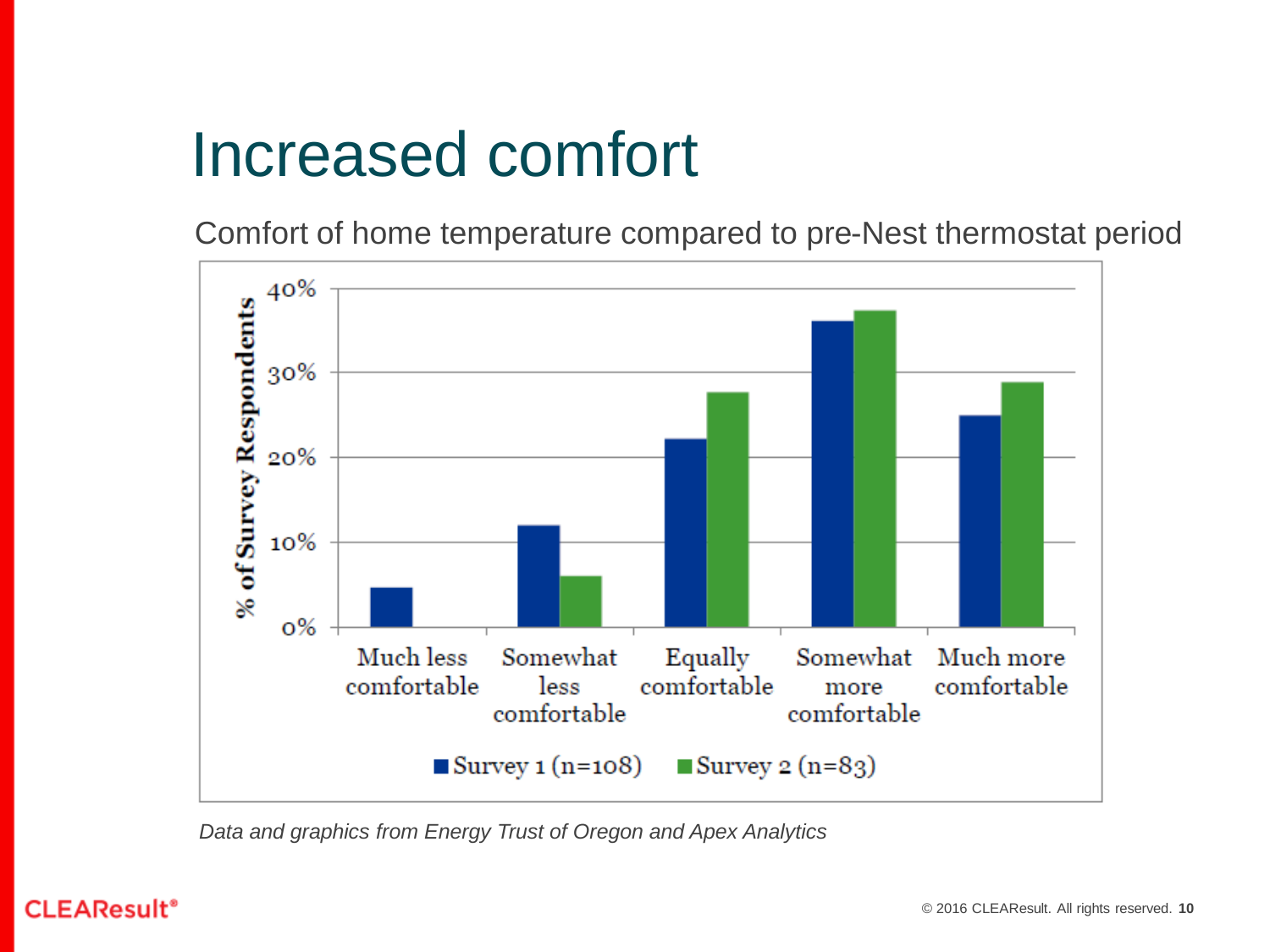# Increased comfort

Comfort of home temperature compared to pre-Nest thermostat period

*Data and graphics from Energy Trust of Oregon and Apex Analytics*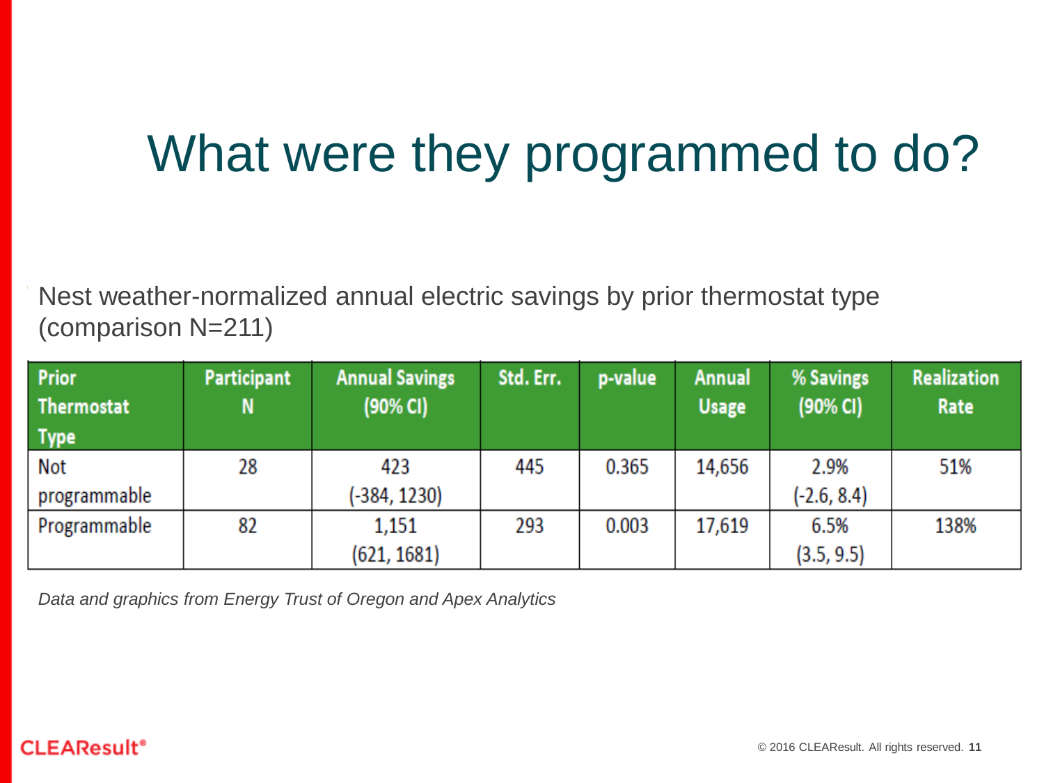# What were they programmed to do?

Nest weather-normalized annual electric savings by prior thermostat type (comparison N=211)

| Prior Thermostat Type | Participant N | Annual Savings (90% CI) | Std. Err. | p-value | Annual Usage | % Savings (90% CI) | Realization Rate |
|---|---|---|---|---|---|---|---|
| Not programmable | 28 | 423 (-384, 1230) | 445 | 0.365 | 14,656 | 2.9% (-2.6, 8.4) | 51% |
| Programmable | 82 | 1,151 (621, 1681) | 293 | 0.003 | 17,619 | 6.5% (3.5, 9.5) | 138% |

*Data and graphics from Energy Trust of Oregon and Apex Analytics*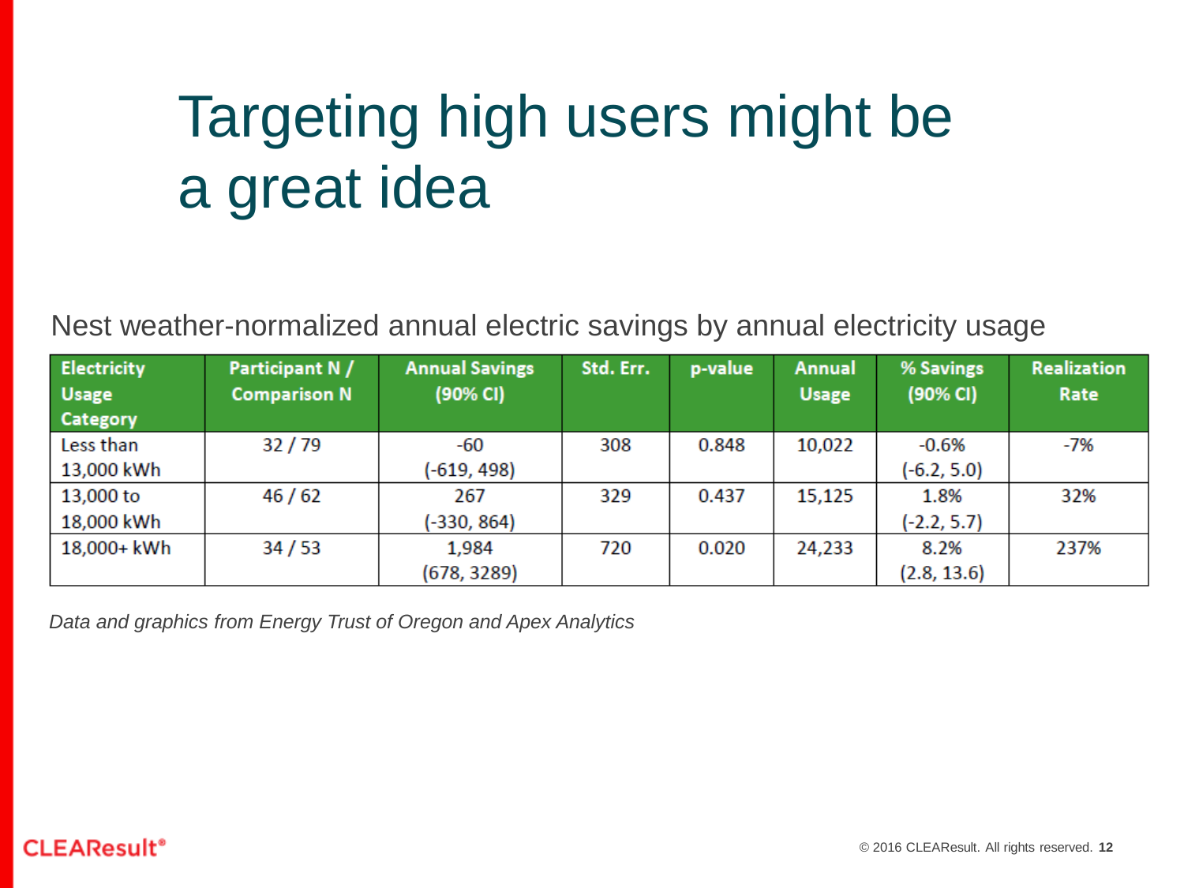# Targeting high users might be a great idea

Nest weather-normalized annual electric savings by annual electricity usage

| Electricity Usage Category | Participant N / Comparison N | Annual Savings (90% CI) | Std. Err. | p-value | Annual Usage | % Savings (90% CI) | Realization Rate |
|---|---|---|---|---|---|---|---|
| Less than 13,000 kWh | 32 / 79 | -60 (-619, 498) | 308 | 0.848 | 10,022 | -0.6% (-6.2, 5.0) | -7% |
| 13,000 to 18,000 kWh | 46 / 62 | 267 (-330, 864) | 329 | 0.437 | 15,125 | 1.8% (-2.2, 5.7) | 32% |
| 18,000+ kWh | 34 / 53 | 1,984 (678, 3289) | 720 | 0.020 | 24,233 | 8.2% (2.8, 13.6) | 237% |

*Data and graphics from Energy Trust of Oregon and Apex Analytics*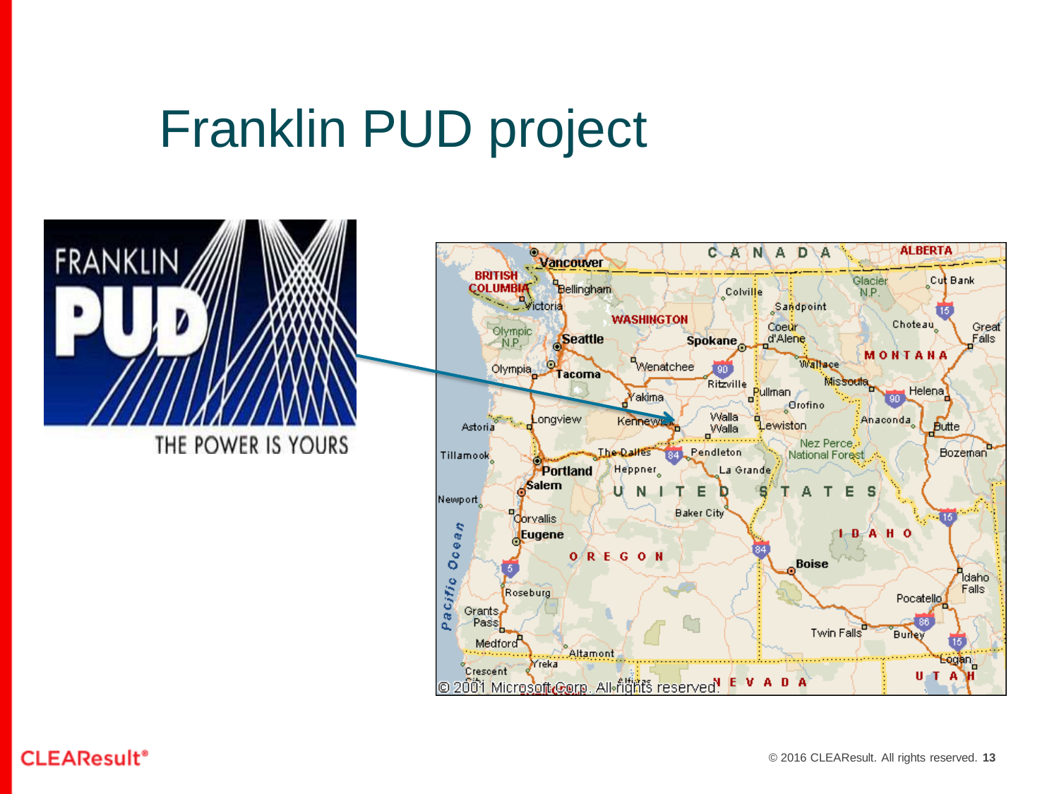# Franklin PUD project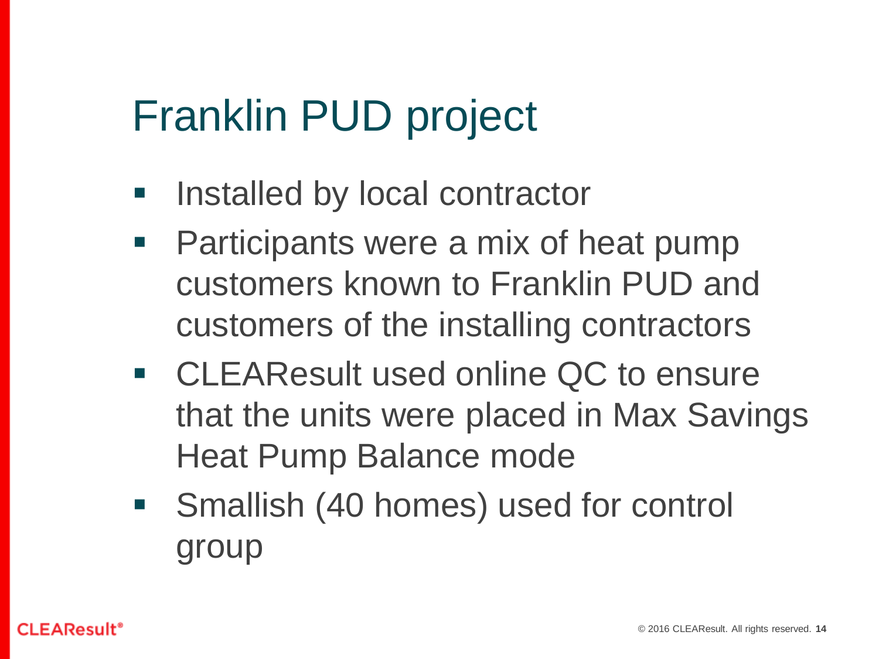# Franklin PUD project

- Installed by local contractor
- Participants were a mix of heat pump customers known to Franklin PUD and customers of the installing contractors
- CLEAResult used online QC to ensure that the units were placed in Max Savings Heat Pump Balance mode
- Smallish (40 homes) used for control group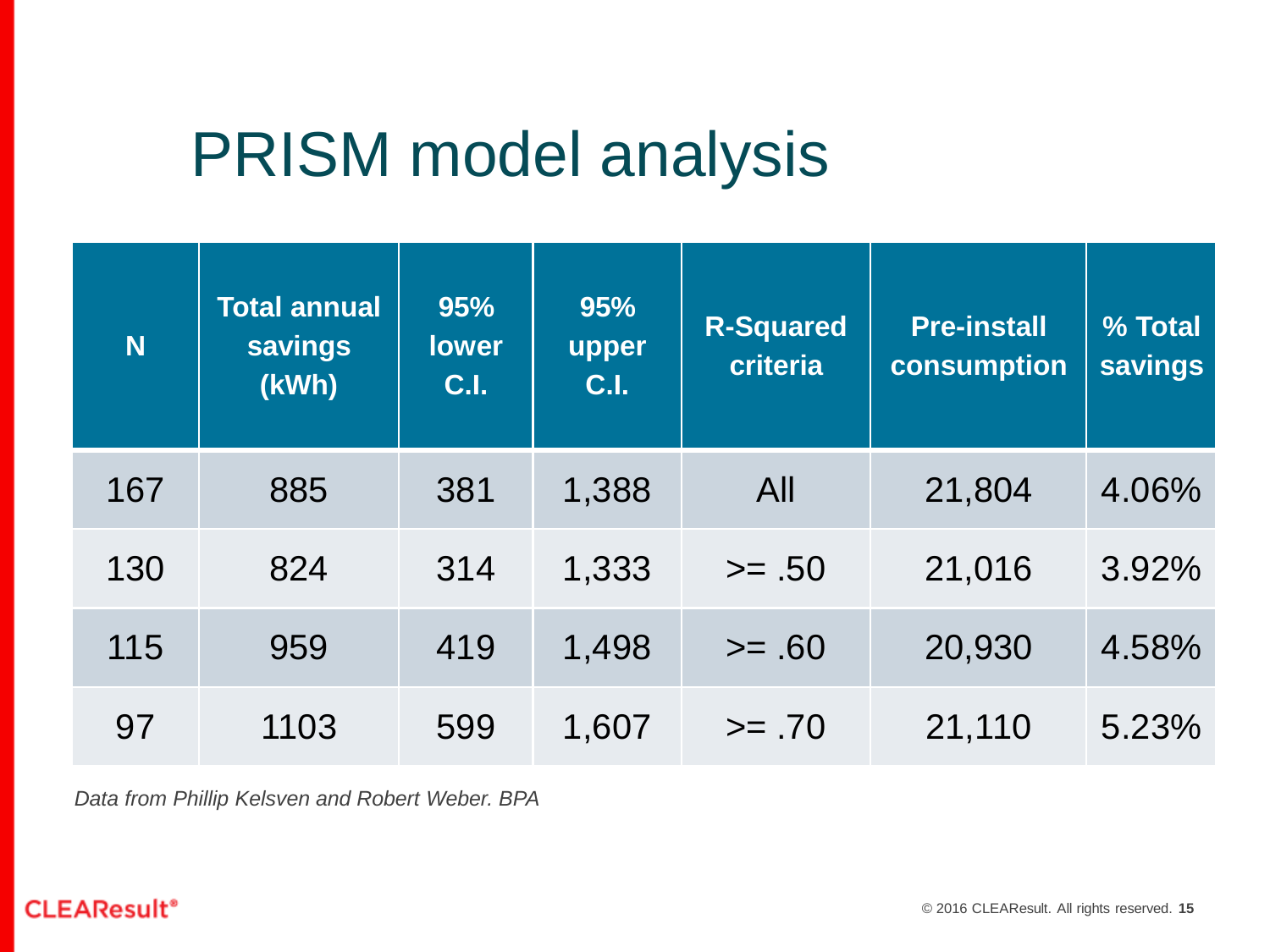# PRISM model analysis

| N | Total annual savings (kWh) | 95% lower C.I. | 95% upper C.I. | R-Squared criteria | Pre-install consumption | % Total savings |
|---|---|---|---|---|---|---|
| 167 | 885 | 381 | 1,388 | All | 21,804 | 4.06% |
| 130 | 824 | 314 | 1,333 | >= .50 | 21,016 | 3.92% |
| 115 | 959 | 419 | 1,498 | >= .60 | 20,930 | 4.58% |
| 97 | 1103 | 599 | 1,607 | >= .70 | 21,110 | 5.23% |

*Data from Phillip Kelsven and Robert Weber. BPA*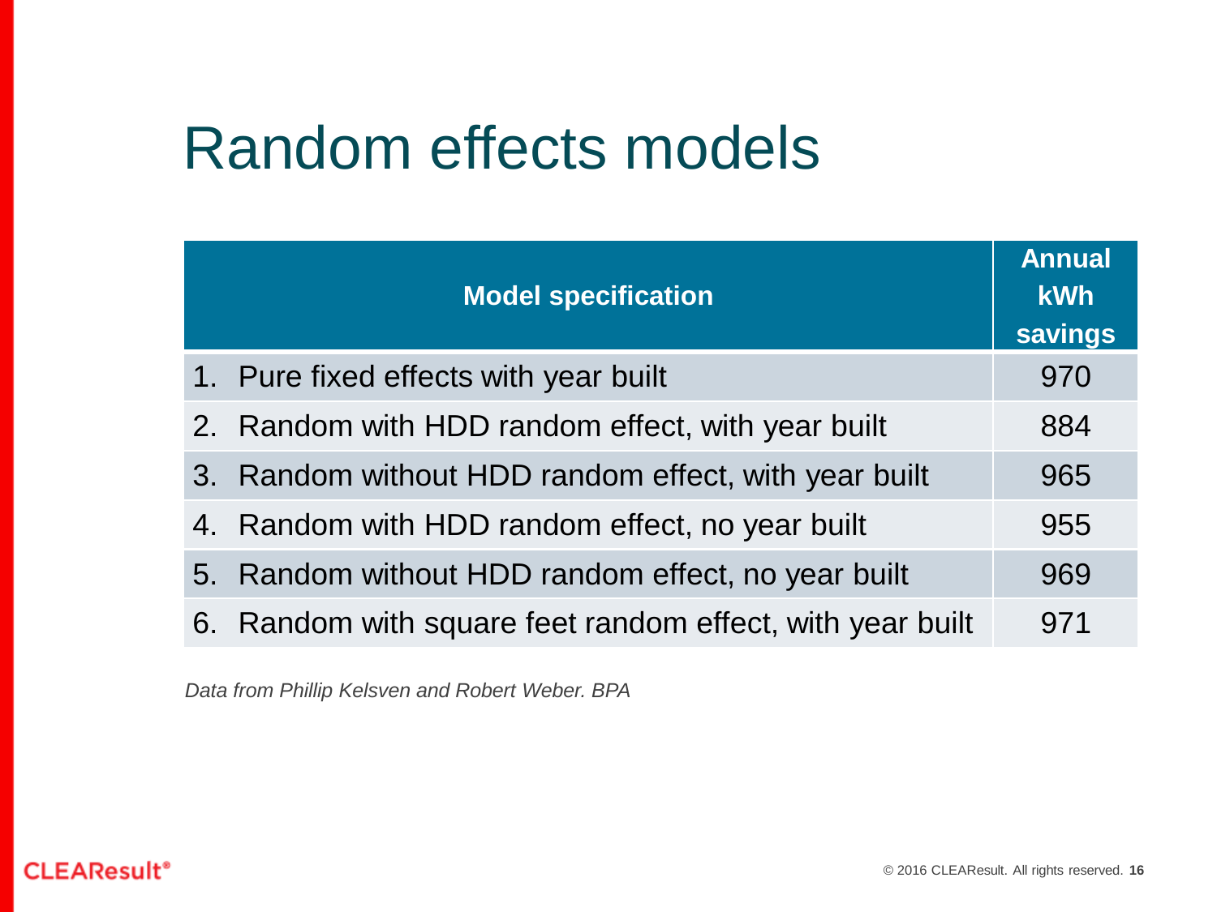# Random effects models

| Model specification | Annual kWh savings |
|---|---|
| 1. Pure fixed effects with year built | 970 |
| 2. Random with HDD random effect, with year built | 884 |
| 3. Random without HDD random effect, with year built | 965 |
| 4. Random with HDD random effect, no year built | 955 |
| 5. Random without HDD random effect, no year built | 969 |
| 6. Random with square feet random effect, with year built | 971 |

*Data from Phillip Kelsven and Robert Weber. BPA*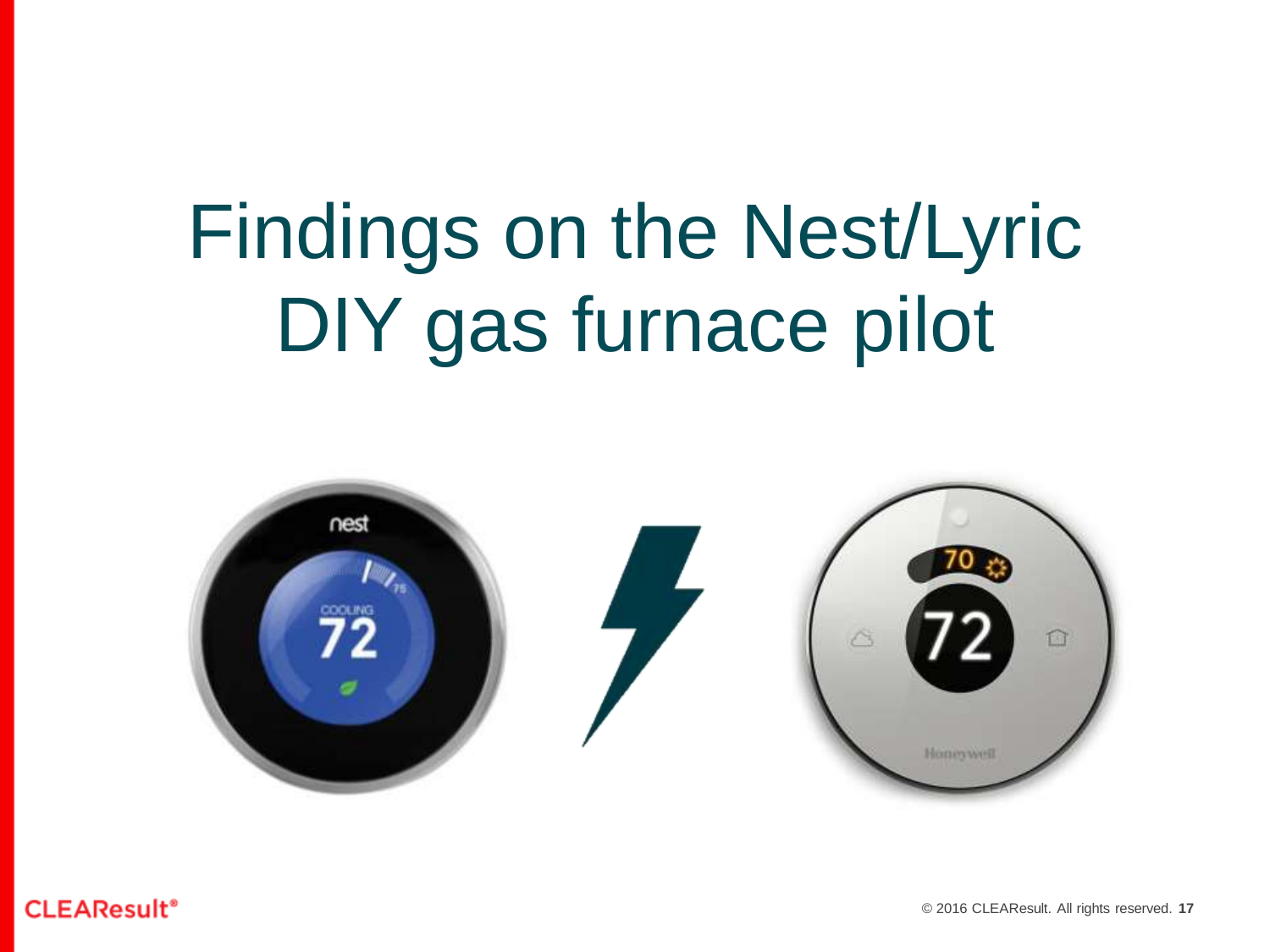# Findings on the Nest/Lyric DIY gas furnace pilot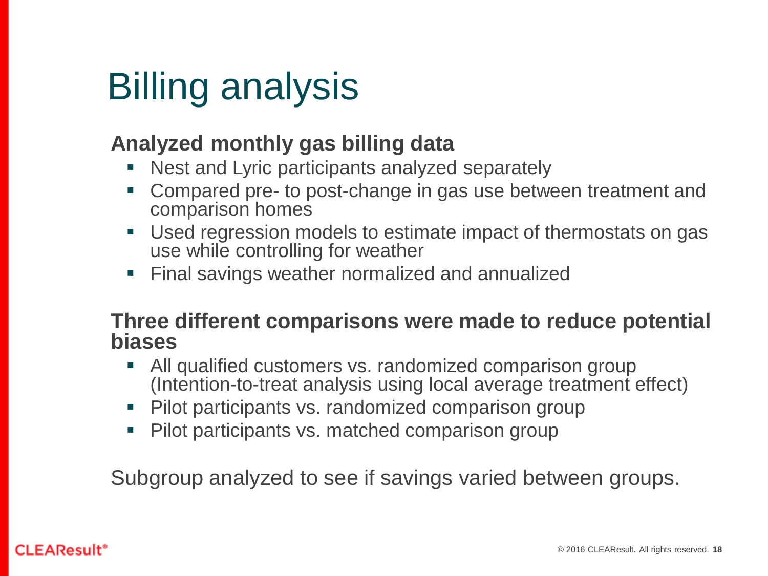# Billing analysis

**Analyzed monthly gas billing data**

- Nest and Lyric participants analyzed separately
- Compared pre- to post-change in gas use between treatment and comparison homes
- Used regression models to estimate impact of thermostats on gas use while controlling for weather
- Final savings weather normalized and annualized

**Three different comparisons were made to reduce potential biases**

- All qualified customers vs. randomized comparison group (Intention-to-treat analysis using local average treatment effect)
- Pilot participants vs. randomized comparison group
- Pilot participants vs. matched comparison group

Subgroup analyzed to see if savings varied between groups.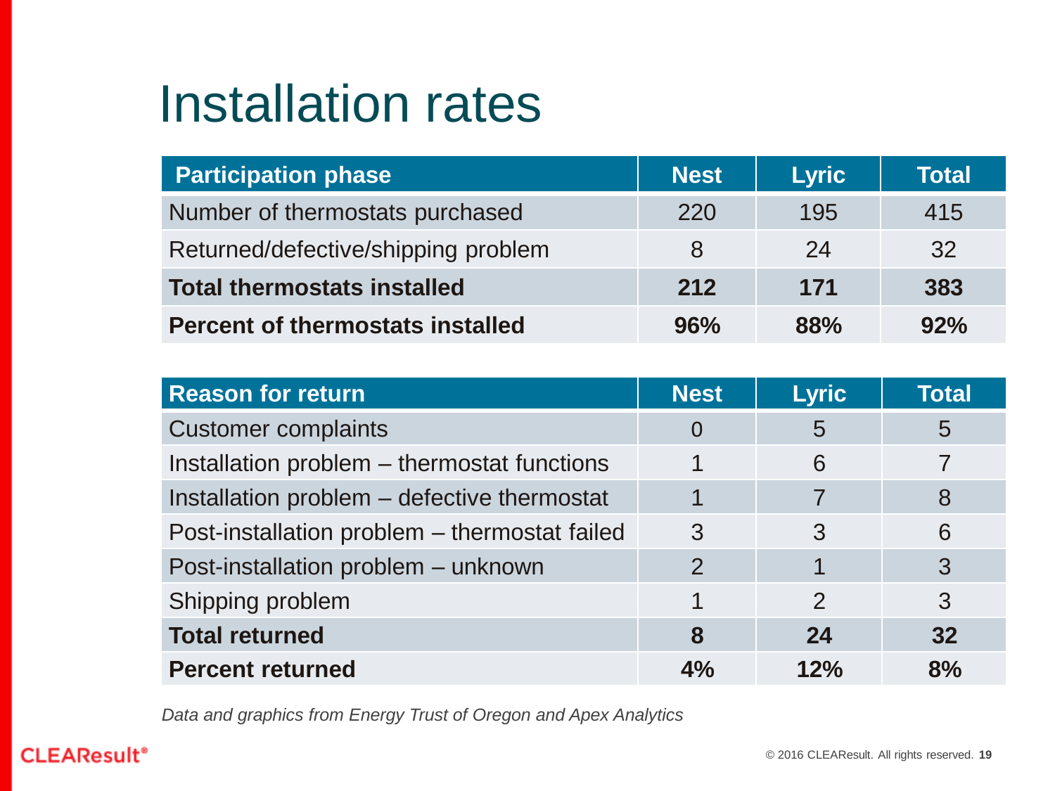# Installation rates

| Participation phase | Nest | Lyric | Total |
|---|---|---|---|
| Number of thermostats purchased | 220 | 195 | 415 |
| Returned/defective/shipping problem | 8 | 24 | 32 |
| **Total thermostats installed** | **212** | **171** | **383** |
| **Percent of thermostats installed** | **96%** | **88%** | **92%** |

| Reason for return | Nest | Lyric | Total |
|---|---|---|---|
| Customer complaints | 0 | 5 | 5 |
| Installation problem – thermostat functions | 1 | 6 | 7 |
| Installation problem – defective thermostat | 1 | 7 | 8 |
| Post-installation problem – thermostat failed | 3 | 3 | 6 |
| Post-installation problem – unknown | 2 | 1 | 3 |
| Shipping problem | 1 | 2 | 3 |
| **Total returned** | **8** | **24** | **32** |
| **Percent returned** | **4%** | **12%** | **8%** |

*Data and graphics from Energy Trust of Oregon and Apex Analytics*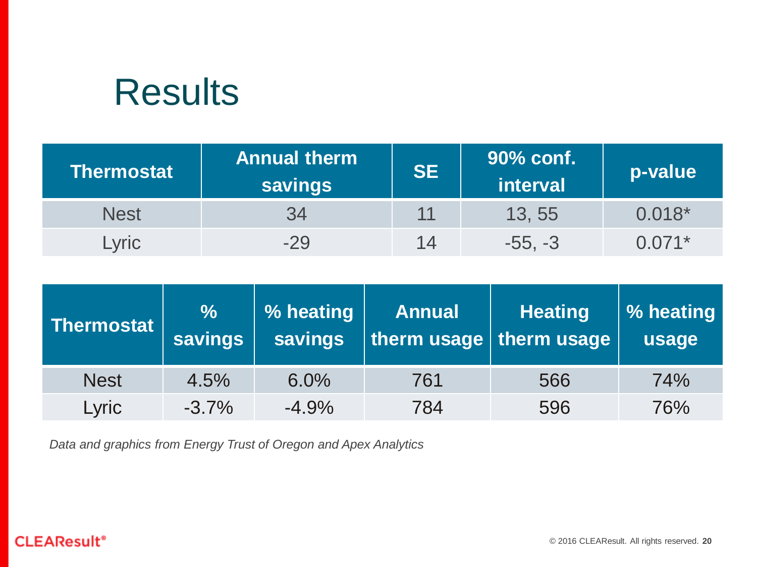# Results

| Thermostat | Annual therm savings | SE | 90% conf. interval | p-value |
|---|---|---|---|---|
| Nest | 34 | 11 | 13, 55 | 0.018* |
| Lyric | -29 | 14 | -55, -3 | 0.071* |

| Thermostat | % savings | % heating savings | Annual therm usage | Heating therm usage | % heating usage |
|---|---|---|---|---|---|
| Nest | 4.5% | 6.0% | 761 | 566 | 74% |
| Lyric | -3.7% | -4.9% | 784 | 596 | 76% |

*Data and graphics from Energy Trust of Oregon and Apex Analytics*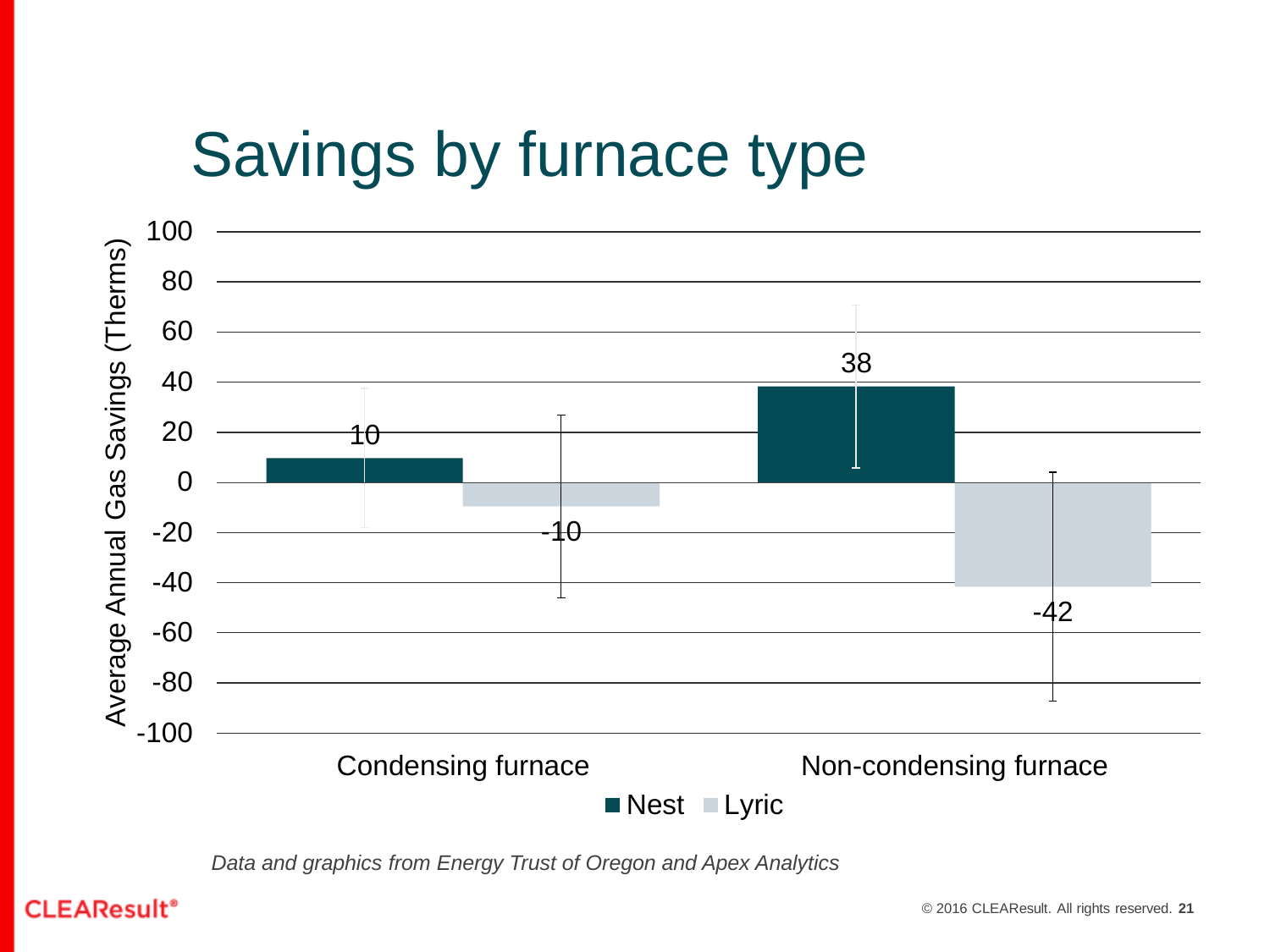# Savings by furnace type

| | Nest | Lyric |
|---|---|---|
| Condensing furnace | 10 | -10 |
| Non-condensing furnace | 38 | -42 |

Average Annual Gas Savings (Therms)

*Data and graphics from Energy Trust of Oregon and Apex Analytics*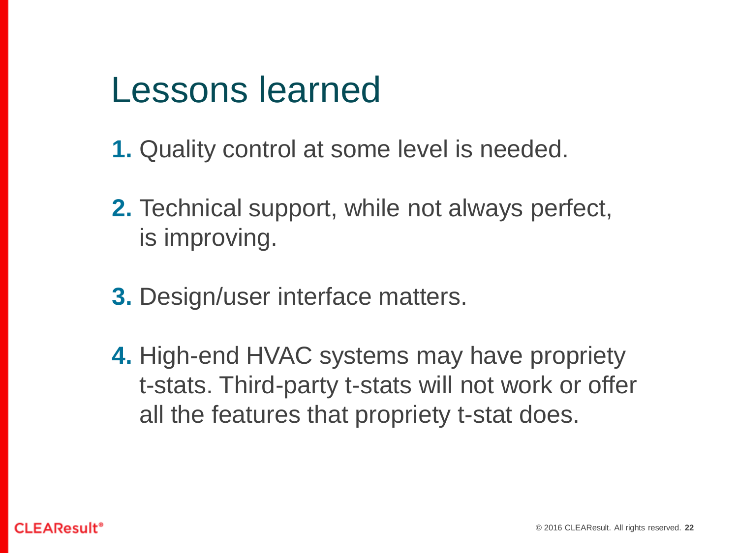# Lessons learned

1. Quality control at some level is needed.

2. Technical support, while not always perfect, is improving.

3. Design/user interface matters.

4. High-end HVAC systems may have propriety t-stats. Third-party t-stats will not work or offer all the features that propriety t-stat does.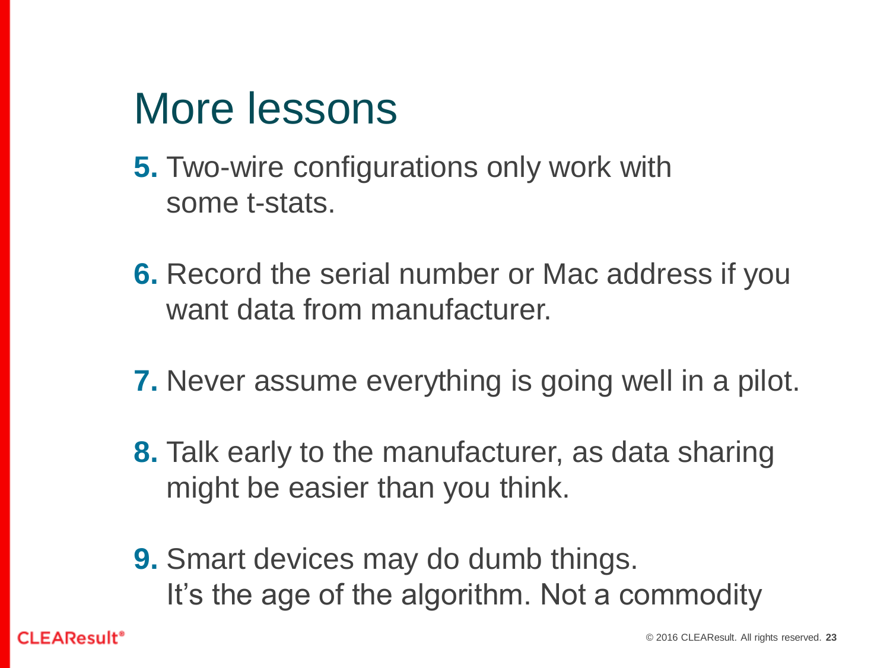# More lessons

**5.** Two-wire configurations only work with some t-stats.

**6.** Record the serial number or Mac address if you want data from manufacturer.

**7.** Never assume everything is going well in a pilot.

**8.** Talk early to the manufacturer, as data sharing might be easier than you think.

**9.** Smart devices may do dumb things.
It's the age of the algorithm. Not a commodity